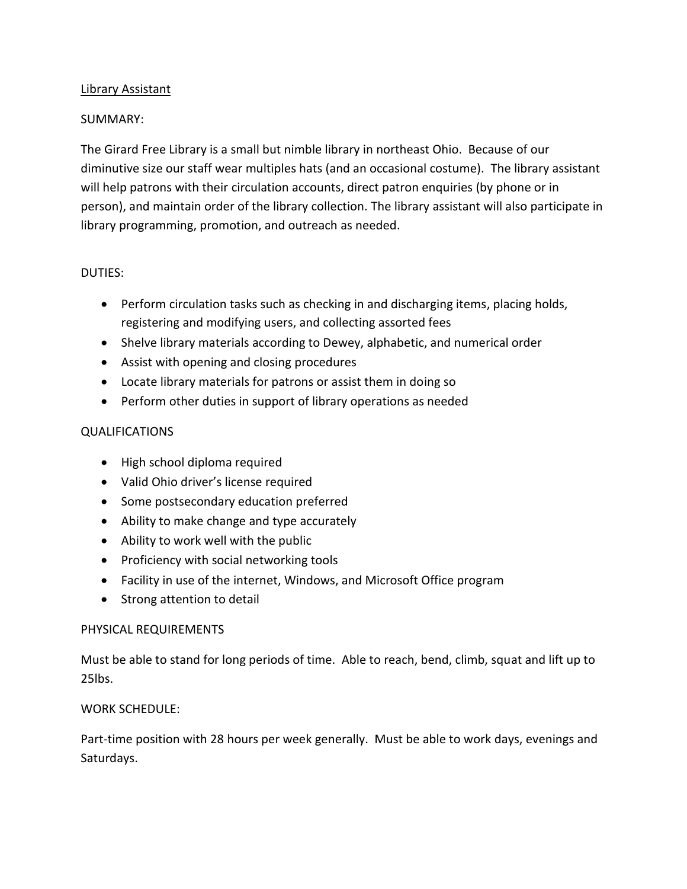<u>Library Assistant</u>

SUMMARY:

The Girard Free Library is a small but nimble library in northeast Ohio. Because of our diminutive size our staff wear multiples hats (and an occasional costume). The library assistant will help patrons with their circulation accounts, direct patron enquiries (by phone or in person), and maintain order of the library collection. The library assistant will also participate in library programming, promotion, and outreach as needed.

DUTIES:

- Perform circulation tasks such as checking in and discharging items, placing holds, registering and modifying users, and collecting assorted fees
- Shelve library materials according to Dewey, alphabetic, and numerical order
- Assist with opening and closing procedures
- Locate library materials for patrons or assist them in doing so
- Perform other duties in support of library operations as needed

QUALIFICATIONS

- High school diploma required
- Valid Ohio driver's license required
- Some postsecondary education preferred
- Ability to make change and type accurately
- Ability to work well with the public
- Proficiency with social networking tools
- Facility in use of the internet, Windows, and Microsoft Office program
- Strong attention to detail

PHYSICAL REQUIREMENTS

Must be able to stand for long periods of time. Able to reach, bend, climb, squat and lift up to 25lbs.

WORK SCHEDULE:

Part-time position with 28 hours per week generally. Must be able to work days, evenings and Saturdays.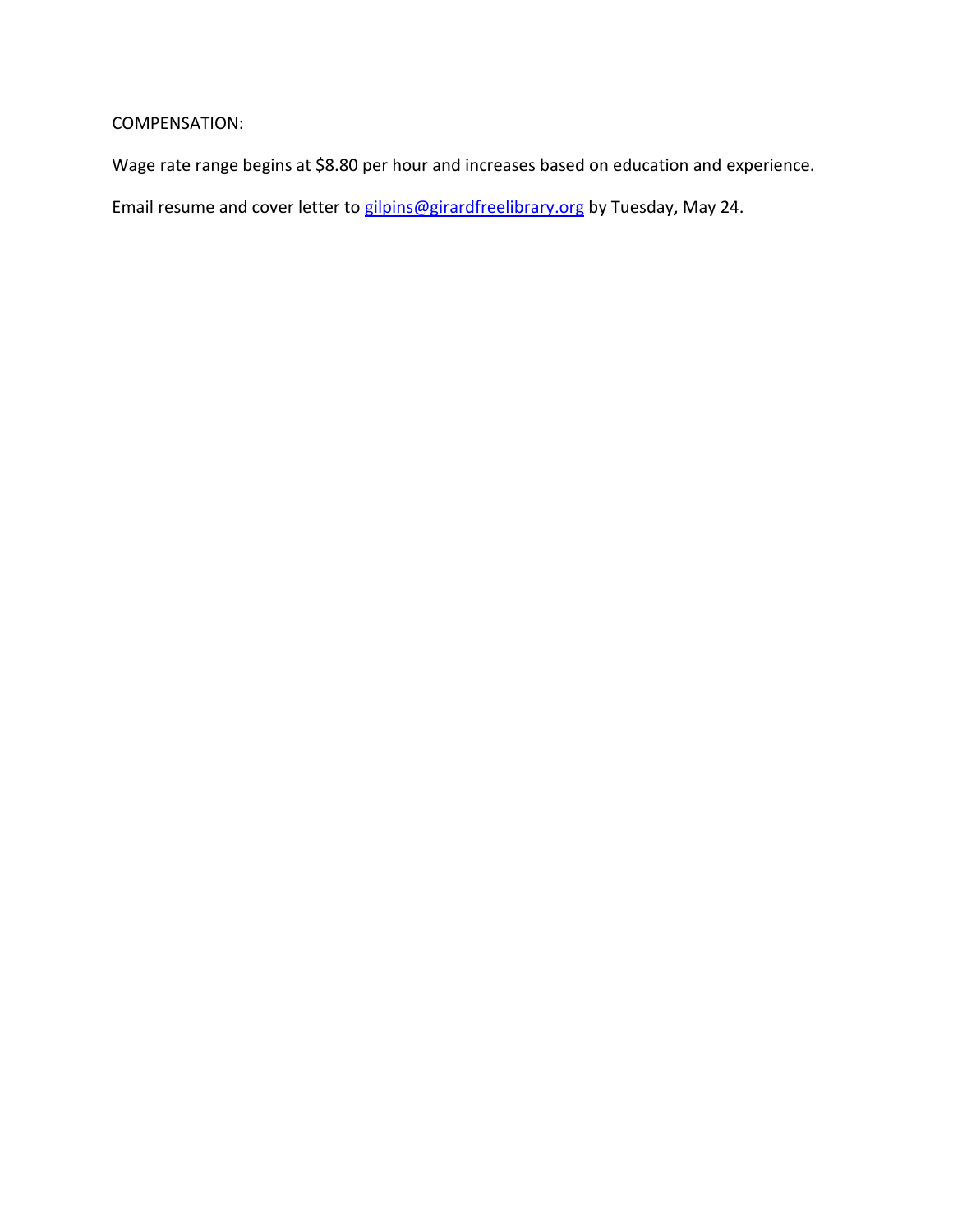COMPENSATION:

Wage rate range begins at $8.80 per hour and increases based on education and experience.

Email resume and cover letter to gilpins@girardfreelibrary.org by Tuesday, May 24.